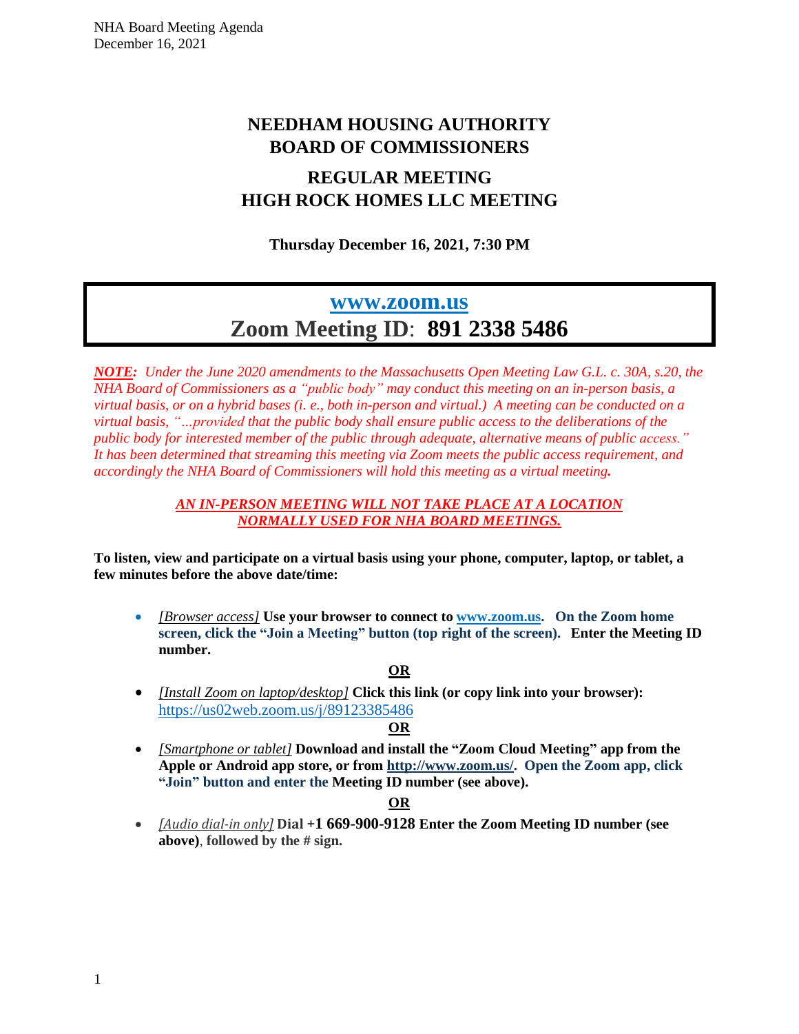# NEEDHAM HOUSING AUTHORITY
# BOARD OF COMMISSIONERS

## REGULAR MEETING
## HIGH ROCK HOMES LLC MEETING

**Thursday December 16, 2021, 7:30 PM**

## www.zoom.us
## Zoom Meeting ID: 891 2338 5486

***NOTE:*** *Under the June 2020 amendments to the Massachusetts Open Meeting Law G.L. c. 30A, s.20, the NHA Board of Commissioners as a "public body" may conduct this meeting on an in-person basis, a virtual basis, or on a hybrid bases (i. e., both in-person and virtual.) A meeting can be conducted on a virtual basis, "...provided that the public body shall ensure public access to the deliberations of the public body for interested member of the public through adequate, alternative means of public access." It has been determined that streaming this meeting via Zoom meets the public access requirement, and accordingly the NHA Board of Commissioners will hold this meeting as a virtual meeting.*

***AN IN-PERSON MEETING WILL NOT TAKE PLACE AT A LOCATION NORMALLY USED FOR NHA BOARD MEETINGS.***

**To listen, view and participate on a virtual basis using your phone, computer, laptop, or tablet, a few minutes before the above date/time:**

- *[Browser access]* **Use your browser to connect to www.zoom.us. On the Zoom home screen, click the "Join a Meeting" button (top right of the screen). Enter the Meeting ID number.**

**OR**

- *[Install Zoom on laptop/desktop]* **Click this link (or copy link into your browser):** https://us02web.zoom.us/j/89123385486

**OR**

- *[Smartphone or tablet]* **Download and install the "Zoom Cloud Meeting" app from the Apple or Android app store, or from http://www.zoom.us/. Open the Zoom app, click "Join" button and enter the Meeting ID number (see above).**

**OR**

- *[Audio dial-in only]* **Dial +1 669-900-9128 Enter the Zoom Meeting ID number (see above), followed by the # sign.**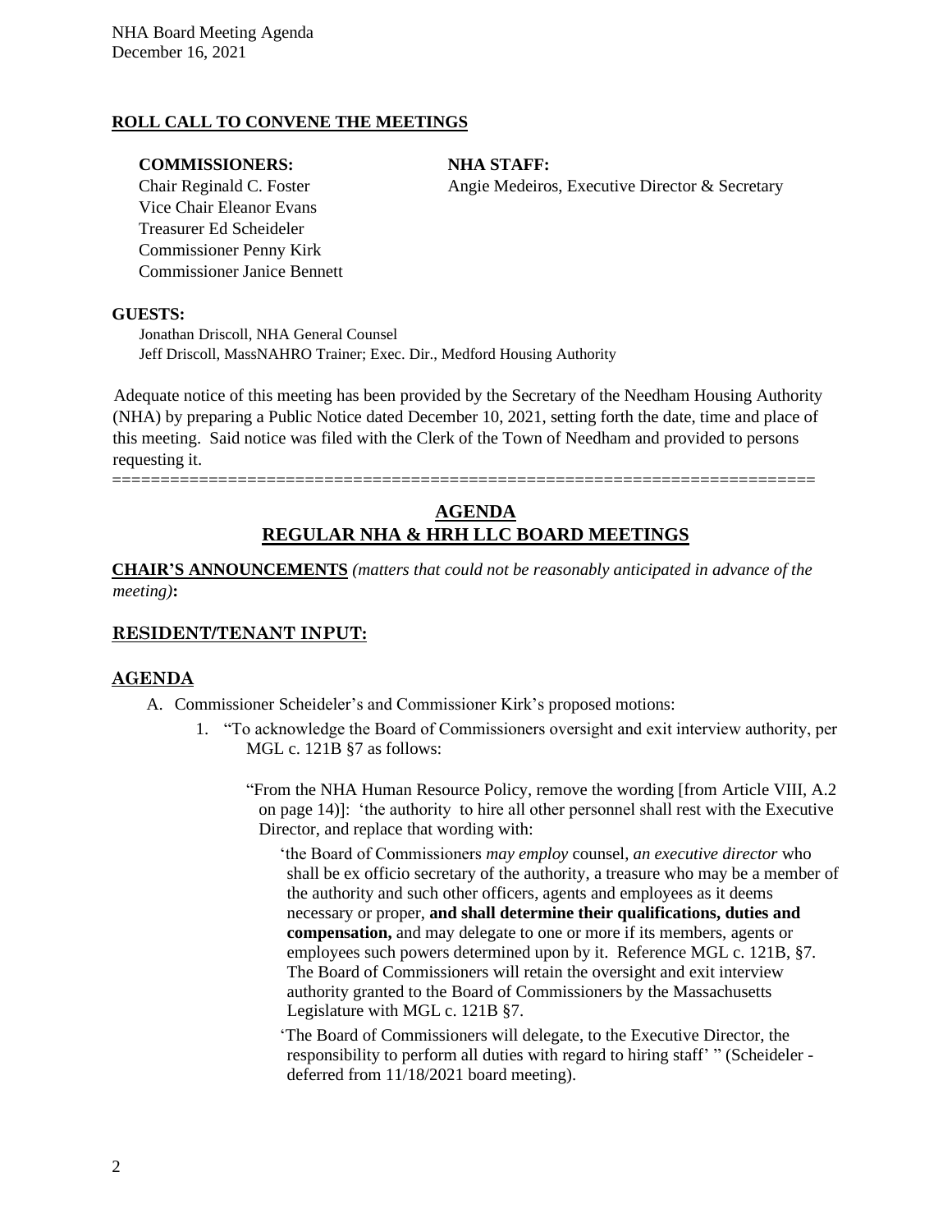NHA Board Meeting Agenda
December 16, 2021

**ROLL CALL TO CONVENE THE MEETINGS**

**COMMISSIONERS:**
Chair Reginald C. Foster
Vice Chair Eleanor Evans
Treasurer Ed Scheideler
Commissioner Penny Kirk
Commissioner Janice Bennett

**NHA STAFF:**
Angie Medeiros, Executive Director & Secretary

**GUESTS:**
Jonathan Driscoll, NHA General Counsel
Jeff Driscoll, MassNAHRO Trainer; Exec. Dir., Medford Housing Authority

Adequate notice of this meeting has been provided by the Secretary of the Needham Housing Authority (NHA) by preparing a Public Notice dated December 10, 2021, setting forth the date, time and place of this meeting. Said notice was filed with the Clerk of the Town of Needham and provided to persons requesting it.

========================================================================

## AGENDA
## REGULAR NHA & HRH LLC BOARD MEETINGS

**CHAIR'S ANNOUNCEMENTS** *(matters that could not be reasonably anticipated in advance of the meeting)***:**

## RESIDENT/TENANT INPUT:

## AGENDA

A. Commissioner Scheideler's and Commissioner Kirk's proposed motions:

1. "To acknowledge the Board of Commissioners oversight and exit interview authority, per MGL c. 121B §7 as follows:

   "From the NHA Human Resource Policy, remove the wording [from Article VIII, A.2 on page 14)]: 'the authority to hire all other personnel shall rest with the Executive Director, and replace that wording with:

   'the Board of Commissioners *may employ* counsel, *an executive director* who shall be ex officio secretary of the authority, a treasure who may be a member of the authority and such other officers, agents and employees as it deems necessary or proper, **and shall determine their qualifications, duties and compensation,** and may delegate to one or more if its members, agents or employees such powers determined upon by it. Reference MGL c. 121B, §7. The Board of Commissioners will retain the oversight and exit interview authority granted to the Board of Commissioners by the Massachusetts Legislature with MGL c. 121B §7.

   'The Board of Commissioners will delegate, to the Executive Director, the responsibility to perform all duties with regard to hiring staff' " (Scheideler - deferred from 11/18/2021 board meeting).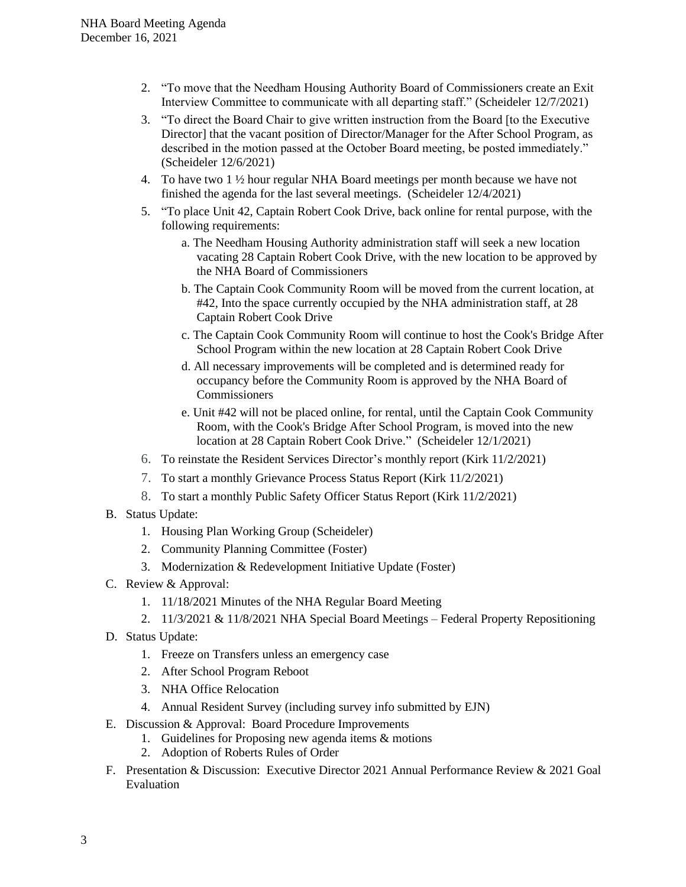2. "To move that the Needham Housing Authority Board of Commissioners create an Exit Interview Committee to communicate with all departing staff." (Scheideler 12/7/2021)
3. "To direct the Board Chair to give written instruction from the Board [to the Executive Director] that the vacant position of Director/Manager for the After School Program, as described in the motion passed at the October Board meeting, be posted immediately." (Scheideler 12/6/2021)
4. To have two 1 ½ hour regular NHA Board meetings per month because we have not finished the agenda for the last several meetings. (Scheideler 12/4/2021)
5. "To place Unit 42, Captain Robert Cook Drive, back online for rental purpose, with the following requirements:
    a. The Needham Housing Authority administration staff will seek a new location vacating 28 Captain Robert Cook Drive, with the new location to be approved by the NHA Board of Commissioners
    b. The Captain Cook Community Room will be moved from the current location, at #42, Into the space currently occupied by the NHA administration staff, at 28 Captain Robert Cook Drive
    c. The Captain Cook Community Room will continue to host the Cook's Bridge After School Program within the new location at 28 Captain Robert Cook Drive
    d. All necessary improvements will be completed and is determined ready for occupancy before the Community Room is approved by the NHA Board of Commissioners
    e. Unit #42 will not be placed online, for rental, until the Captain Cook Community Room, with the Cook's Bridge After School Program, is moved into the new location at 28 Captain Robert Cook Drive." (Scheideler 12/1/2021)
6. To reinstate the Resident Services Director's monthly report (Kirk 11/2/2021)
7. To start a monthly Grievance Process Status Report (Kirk 11/2/2021)
8. To start a monthly Public Safety Officer Status Report (Kirk 11/2/2021)

B. Status Update:
1. Housing Plan Working Group (Scheideler)
2. Community Planning Committee (Foster)
3. Modernization & Redevelopment Initiative Update (Foster)

C. Review & Approval:
1. 11/18/2021 Minutes of the NHA Regular Board Meeting
2. 11/3/2021 & 11/8/2021 NHA Special Board Meetings – Federal Property Repositioning

D. Status Update:
1. Freeze on Transfers unless an emergency case
2. After School Program Reboot
3. NHA Office Relocation
4. Annual Resident Survey (including survey info submitted by EJN)

E. Discussion & Approval: Board Procedure Improvements
1. Guidelines for Proposing new agenda items & motions
2. Adoption of Roberts Rules of Order

F. Presentation & Discussion: Executive Director 2021 Annual Performance Review & 2021 Goal Evaluation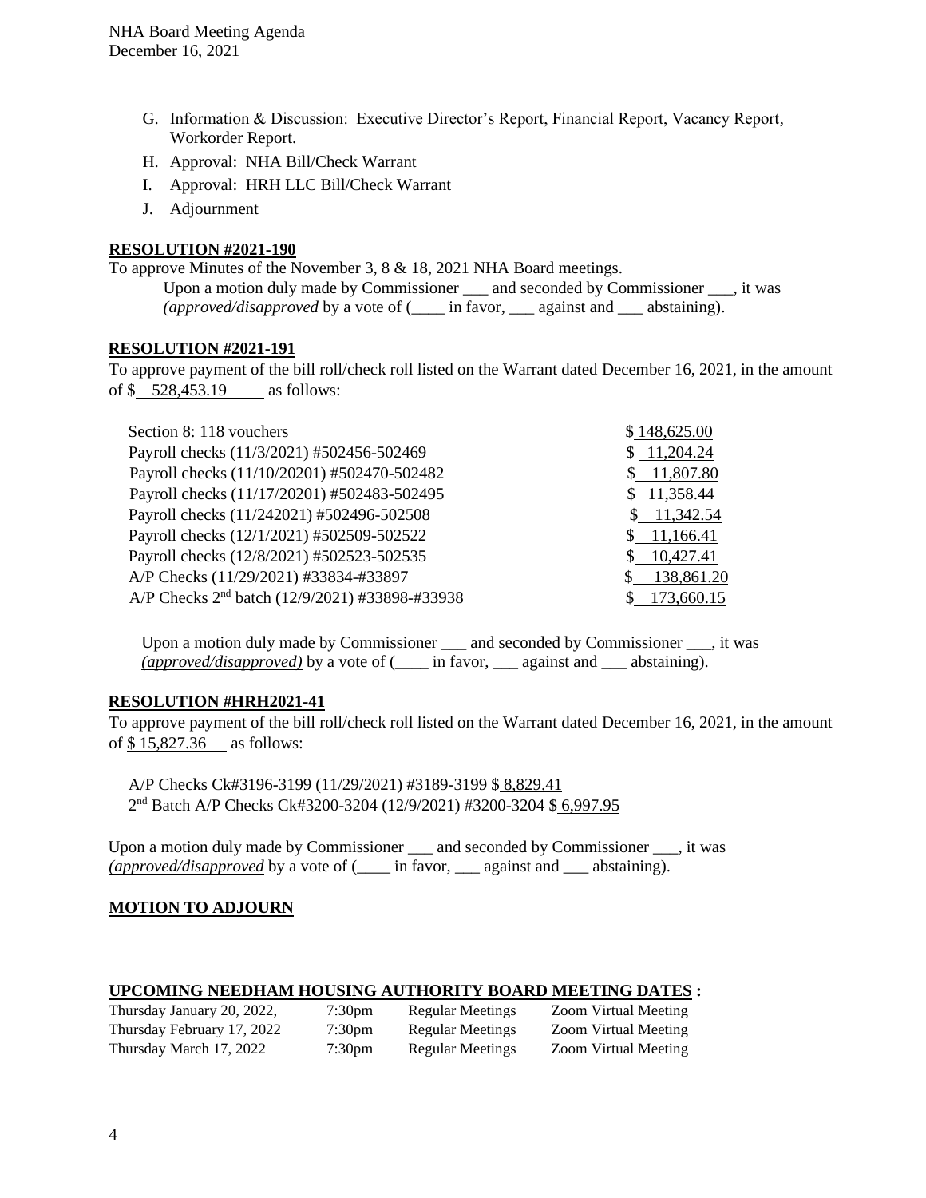G. Information & Discussion: Executive Director's Report, Financial Report, Vacancy Report, Workorder Report.
H. Approval: NHA Bill/Check Warrant
I. Approval: HRH LLC Bill/Check Warrant
J. Adjournment

## RESOLUTION #2021-190

To approve Minutes of the November 3, 8 & 18, 2021 NHA Board meetings.

Upon a motion duly made by Commissioner ___ and seconded by Commissioner ___, it was *(approved/disapproved* by a vote of (____ in favor, ___ against and ___ abstaining).

## RESOLUTION #2021-191

To approve payment of the bill roll/check roll listed on the Warrant dated December 16, 2021, in the amount of $ 528,453.19 as follows:

| | |
|---|---|
| Section 8: 118 vouchers | $ 148,625.00 |
| Payroll checks (11/3/2021) #502456-502469 | $ 11,204.24 |
| Payroll checks (11/10/20201) #502470-502482 | $ 11,807.80 |
| Payroll checks (11/17/20201) #502483-502495 | $ 11,358.44 |
| Payroll checks (11/242021) #502496-502508 | $ 11,342.54 |
| Payroll checks (12/1/2021) #502509-502522 | $ 11,166.41 |
| Payroll checks (12/8/2021) #502523-502535 | $ 10,427.41 |
| A/P Checks (11/29/2021) #33834-#33897 | $ 138,861.20 |
| A/P Checks 2nd batch (12/9/2021) #33898-#33938 | $ 173,660.15 |

Upon a motion duly made by Commissioner ___ and seconded by Commissioner ___, it was *(approved/disapproved)* by a vote of (____ in favor, ___ against and ___ abstaining).

## RESOLUTION #HRH2021-41

To approve payment of the bill roll/check roll listed on the Warrant dated December 16, 2021, in the amount of $ 15,827.36 as follows:

A/P Checks Ck#3196-3199 (11/29/2021) #3189-3199 $ 8,829.41
2nd Batch A/P Checks Ck#3200-3204 (12/9/2021) #3200-3204 $ 6,997.95

Upon a motion duly made by Commissioner ___ and seconded by Commissioner ___, it was *(approved/disapproved* by a vote of (____ in favor, ___ against and ___ abstaining).

## MOTION TO ADJOURN

## UPCOMING NEEDHAM HOUSING AUTHORITY BOARD MEETING DATES :

| | | | |
|---|---|---|---|
| Thursday January 20, 2022, | 7:30pm | Regular Meetings | Zoom Virtual Meeting |
| Thursday February 17, 2022 | 7:30pm | Regular Meetings | Zoom Virtual Meeting |
| Thursday March 17, 2022 | 7:30pm | Regular Meetings | Zoom Virtual Meeting |